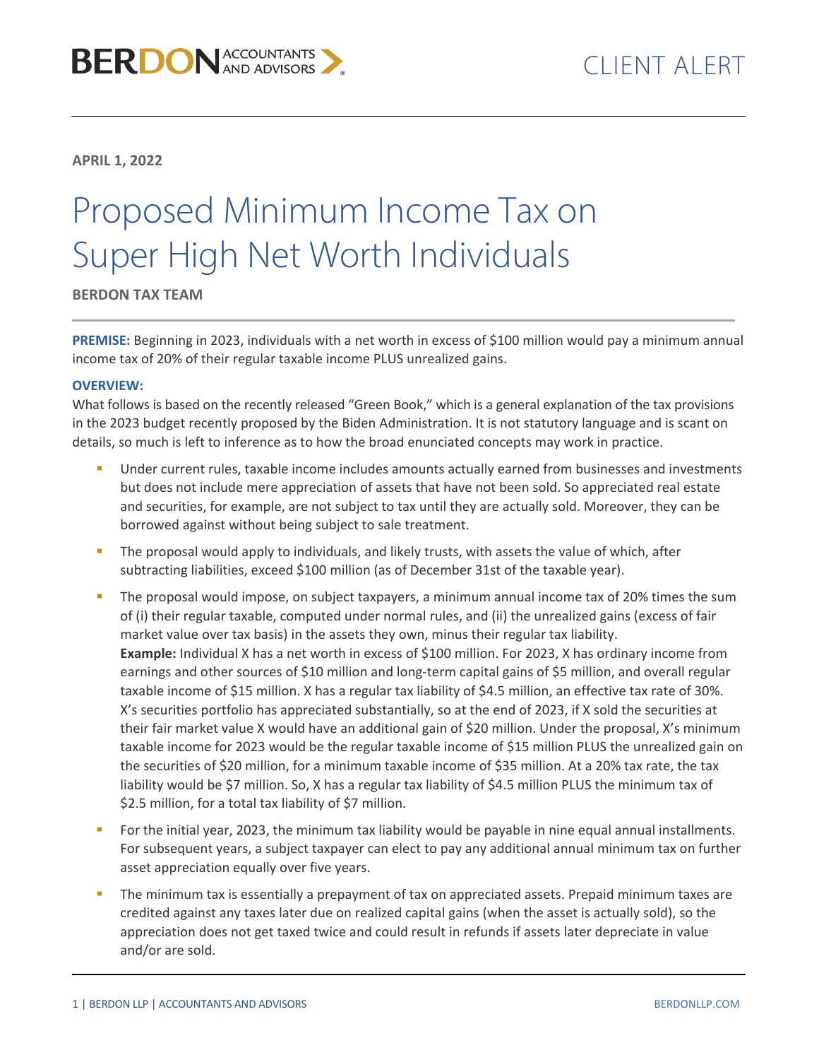**APRIL 1, 2022**

# Proposed Minimum Income Tax on Super High Net Worth Individuals

**BERDON TAX TEAM**

**PREMISE:** Beginning in 2023, individuals with a net worth in excess of $100 million would pay a minimum annual income tax of 20% of their regular taxable income PLUS unrealized gains.

**OVERVIEW:**

What follows is based on the recently released "Green Book," which is a general explanation of the tax provisions in the 2023 budget recently proposed by the Biden Administration. It is not statutory language and is scant on details, so much is left to inference as to how the broad enunciated concepts may work in practice.

- Under current rules, taxable income includes amounts actually earned from businesses and investments but does not include mere appreciation of assets that have not been sold. So appreciated real estate and securities, for example, are not subject to tax until they are actually sold. Moreover, they can be borrowed against without being subject to sale treatment.
- The proposal would apply to individuals, and likely trusts, with assets the value of which, after subtracting liabilities, exceed $100 million (as of December 31st of the taxable year).
- The proposal would impose, on subject taxpayers, a minimum annual income tax of 20% times the sum of (i) their regular taxable, computed under normal rules, and (ii) the unrealized gains (excess of fair market value over tax basis) in the assets they own, minus their regular tax liability.
  **Example:** Individual X has a net worth in excess of $100 million. For 2023, X has ordinary income from earnings and other sources of $10 million and long-term capital gains of $5 million, and overall regular taxable income of $15 million. X has a regular tax liability of $4.5 million, an effective tax rate of 30%. X's securities portfolio has appreciated substantially, so at the end of 2023, if X sold the securities at their fair market value X would have an additional gain of $20 million. Under the proposal, X's minimum taxable income for 2023 would be the regular taxable income of $15 million PLUS the unrealized gain on the securities of $20 million, for a minimum taxable income of $35 million. At a 20% tax rate, the tax liability would be $7 million. So, X has a regular tax liability of $4.5 million PLUS the minimum tax of $2.5 million, for a total tax liability of $7 million.
- For the initial year, 2023, the minimum tax liability would be payable in nine equal annual installments. For subsequent years, a subject taxpayer can elect to pay any additional annual minimum tax on further asset appreciation equally over five years.
- The minimum tax is essentially a prepayment of tax on appreciated assets. Prepaid minimum taxes are credited against any taxes later due on realized capital gains (when the asset is actually sold), so the appreciation does not get taxed twice and could result in refunds if assets later depreciate in value and/or are sold.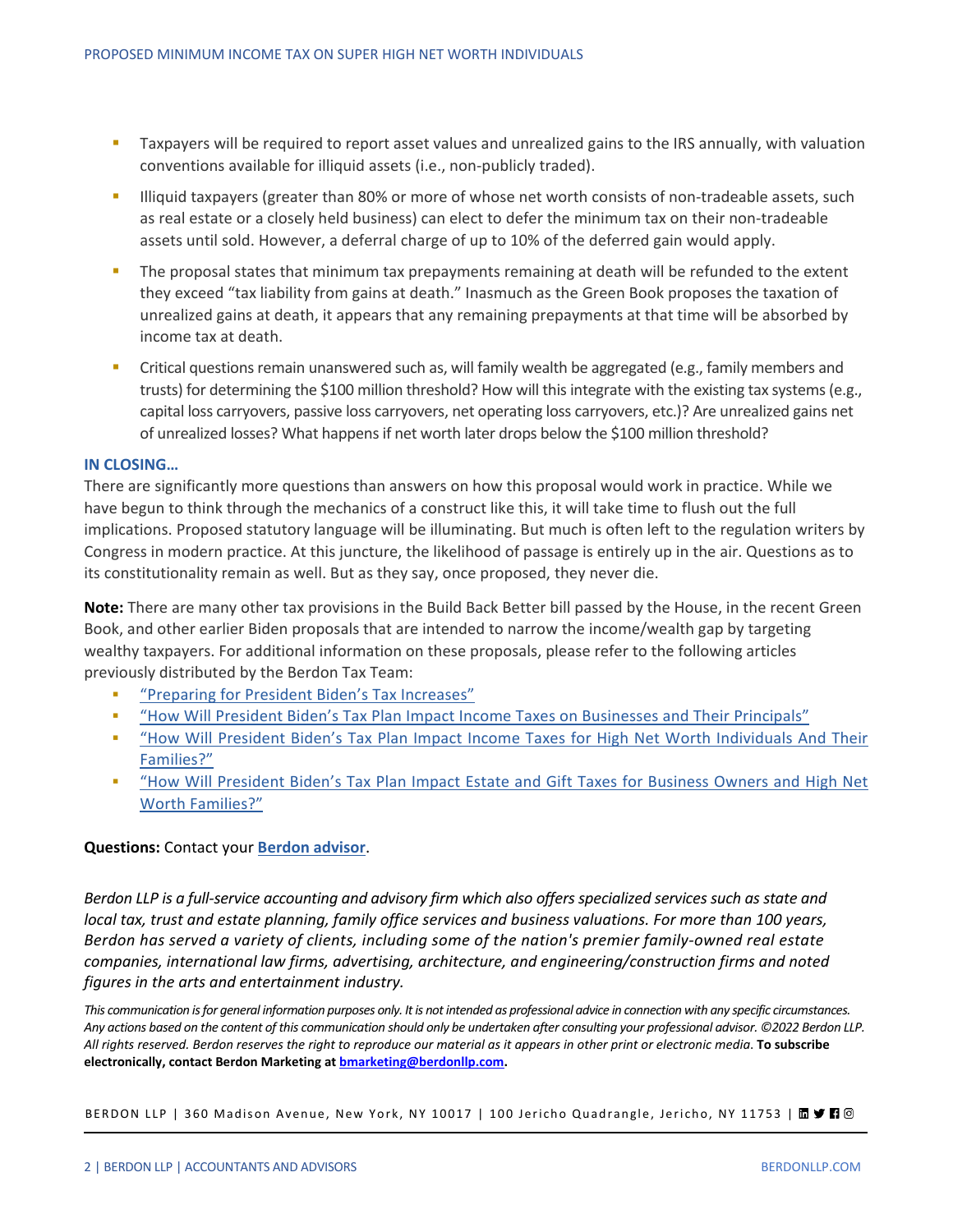- Taxpayers will be required to report asset values and unrealized gains to the IRS annually, with valuation conventions available for illiquid assets (i.e., non-publicly traded).
- Illiquid taxpayers (greater than 80% or more of whose net worth consists of non-tradeable assets, such as real estate or a closely held business) can elect to defer the minimum tax on their non-tradeable assets until sold. However, a deferral charge of up to 10% of the deferred gain would apply.
- The proposal states that minimum tax prepayments remaining at death will be refunded to the extent they exceed "tax liability from gains at death." Inasmuch as the Green Book proposes the taxation of unrealized gains at death, it appears that any remaining prepayments at that time will be absorbed by income tax at death.
- Critical questions remain unanswered such as, will family wealth be aggregated (e.g., family members and trusts) for determining the $100 million threshold? How will this integrate with the existing tax systems (e.g., capital loss carryovers, passive loss carryovers, net operating loss carryovers, etc.)? Are unrealized gains net of unrealized losses? What happens if net worth later drops below the $100 million threshold?

**IN CLOSING…**

There are significantly more questions than answers on how this proposal would work in practice. While we have begun to think through the mechanics of a construct like this, it will take time to flush out the full implications. Proposed statutory language will be illuminating. But much is often left to the regulation writers by Congress in modern practice. At this juncture, the likelihood of passage is entirely up in the air. Questions as to its constitutionality remain as well. But as they say, once proposed, they never die.

**Note:** There are many other tax provisions in the Build Back Better bill passed by the House, in the recent Green Book, and other earlier Biden proposals that are intended to narrow the income/wealth gap by targeting wealthy taxpayers. For additional information on these proposals, please refer to the following articles previously distributed by the Berdon Tax Team:

- "Preparing for President Biden's Tax Increases"
- "How Will President Biden's Tax Plan Impact Income Taxes on Businesses and Their Principals"
- "How Will President Biden's Tax Plan Impact Income Taxes for High Net Worth Individuals And Their Families?"
- "How Will President Biden's Tax Plan Impact Estate and Gift Taxes for Business Owners and High Net Worth Families?"

**Questions:** Contact your **Berdon advisor**.

*Berdon LLP is a full-service accounting and advisory firm which also offers specialized services such as state and local tax, trust and estate planning, family office services and business valuations. For more than 100 years, Berdon has served a variety of clients, including some of the nation's premier family-owned real estate companies, international law firms, advertising, architecture, and engineering/construction firms and noted figures in the arts and entertainment industry.*

*This communication is for general information purposes only. It is not intended as professional advice in connection with any specific circumstances. Any actions based on the content of this communication should only be undertaken after consulting your professional advisor. ©2022 Berdon LLP. All rights reserved. Berdon reserves the right to reproduce our material as it appears in other print or electronic media.* **To subscribe electronically, contact Berdon Marketing at bmarketing@berdonllp.com.**

BERDON LLP | 360 Madison Avenue, New York, NY 10017 | 100 Jericho Quadrangle, Jericho, NY 11753